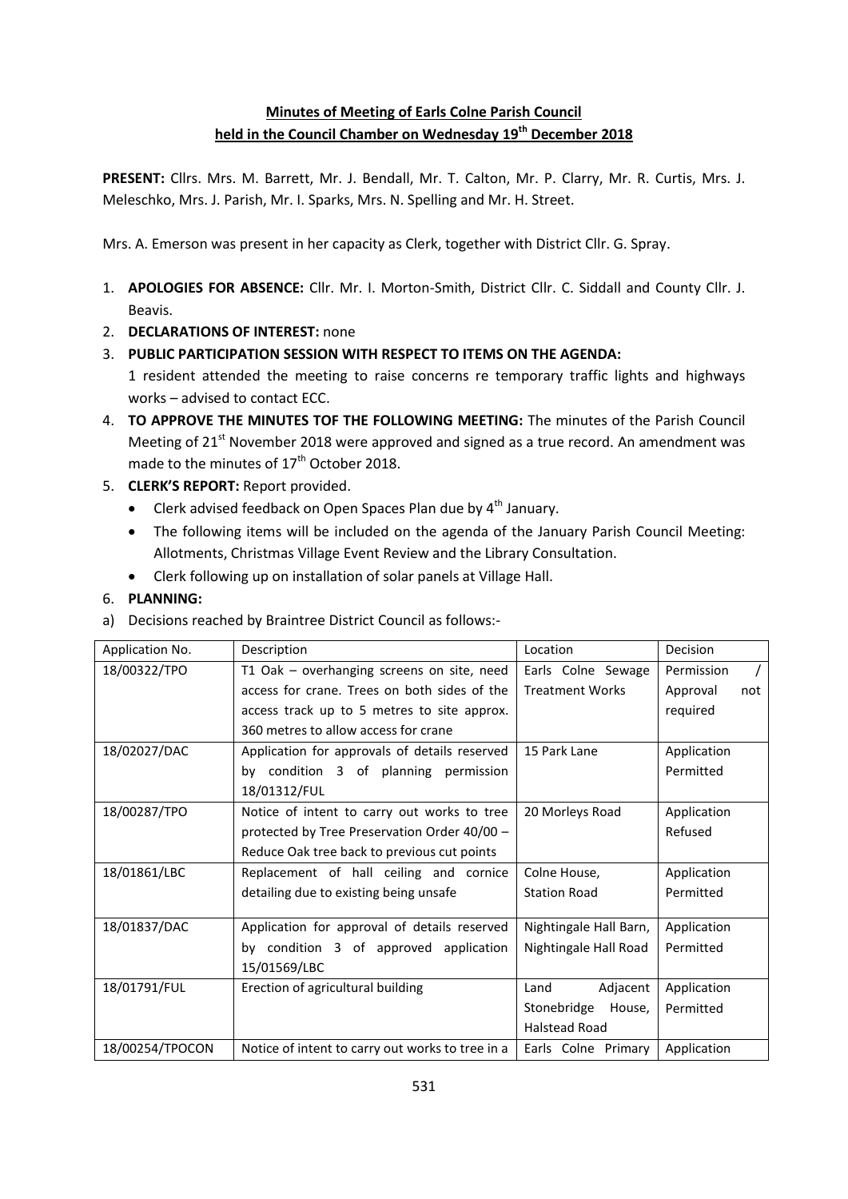**Minutes of Meeting of Earls Colne Parish Council**
**held in the Council Chamber on Wednesday 19th December 2018**

**PRESENT:** Cllrs. Mrs. M. Barrett, Mr. J. Bendall, Mr. T. Calton, Mr. P. Clarry, Mr. R. Curtis, Mrs. J. Meleschko, Mrs. J. Parish, Mr. I. Sparks, Mrs. N. Spelling and Mr. H. Street.

Mrs. A. Emerson was present in her capacity as Clerk, together with District Cllr. G. Spray.

1. **APOLOGIES FOR ABSENCE:** Cllr. Mr. I. Morton-Smith, District Cllr. C. Siddall and County Cllr. J. Beavis.
2. **DECLARATIONS OF INTEREST:** none
3. **PUBLIC PARTICIPATION SESSION WITH RESPECT TO ITEMS ON THE AGENDA:** 1 resident attended the meeting to raise concerns re temporary traffic lights and highways works – advised to contact ECC.
4. **TO APPROVE THE MINUTES TOF THE FOLLOWING MEETING:** The minutes of the Parish Council Meeting of 21st November 2018 were approved and signed as a true record. An amendment was made to the minutes of 17th October 2018.
5. **CLERK'S REPORT:** Report provided.
   - Clerk advised feedback on Open Spaces Plan due by 4th January.
   - The following items will be included on the agenda of the January Parish Council Meeting: Allotments, Christmas Village Event Review and the Library Consultation.
   - Clerk following up on installation of solar panels at Village Hall.
6. **PLANNING:**

a) Decisions reached by Braintree District Council as follows:-

| Application No. | Description | Location | Decision |
|---|---|---|---|
| 18/00322/TPO | T1 Oak – overhanging screens on site, need access for crane. Trees on both sides of the access track up to 5 metres to site approx. 360 metres to allow access for crane | Earls Colne Sewage Treatment Works | Permission / Approval not required |
| 18/02027/DAC | Application for approvals of details reserved by condition 3 of planning permission 18/01312/FUL | 15 Park Lane | Application Permitted |
| 18/00287/TPO | Notice of intent to carry out works to tree protected by Tree Preservation Order 40/00 – Reduce Oak tree back to previous cut points | 20 Morleys Road | Application Refused |
| 18/01861/LBC | Replacement of hall ceiling and cornice detailing due to existing being unsafe | Colne House, Station Road | Application Permitted |
| 18/01837/DAC | Application for approval of details reserved by condition 3 of approved application 15/01569/LBC | Nightingale Hall Barn, Nightingale Hall Road | Application Permitted |
| 18/01791/FUL | Erection of agricultural building | Land Adjacent Stonebridge House, Halstead Road | Application Permitted |
| 18/00254/TPOCON | Notice of intent to carry out works to tree in a | Earls Colne Primary | Application |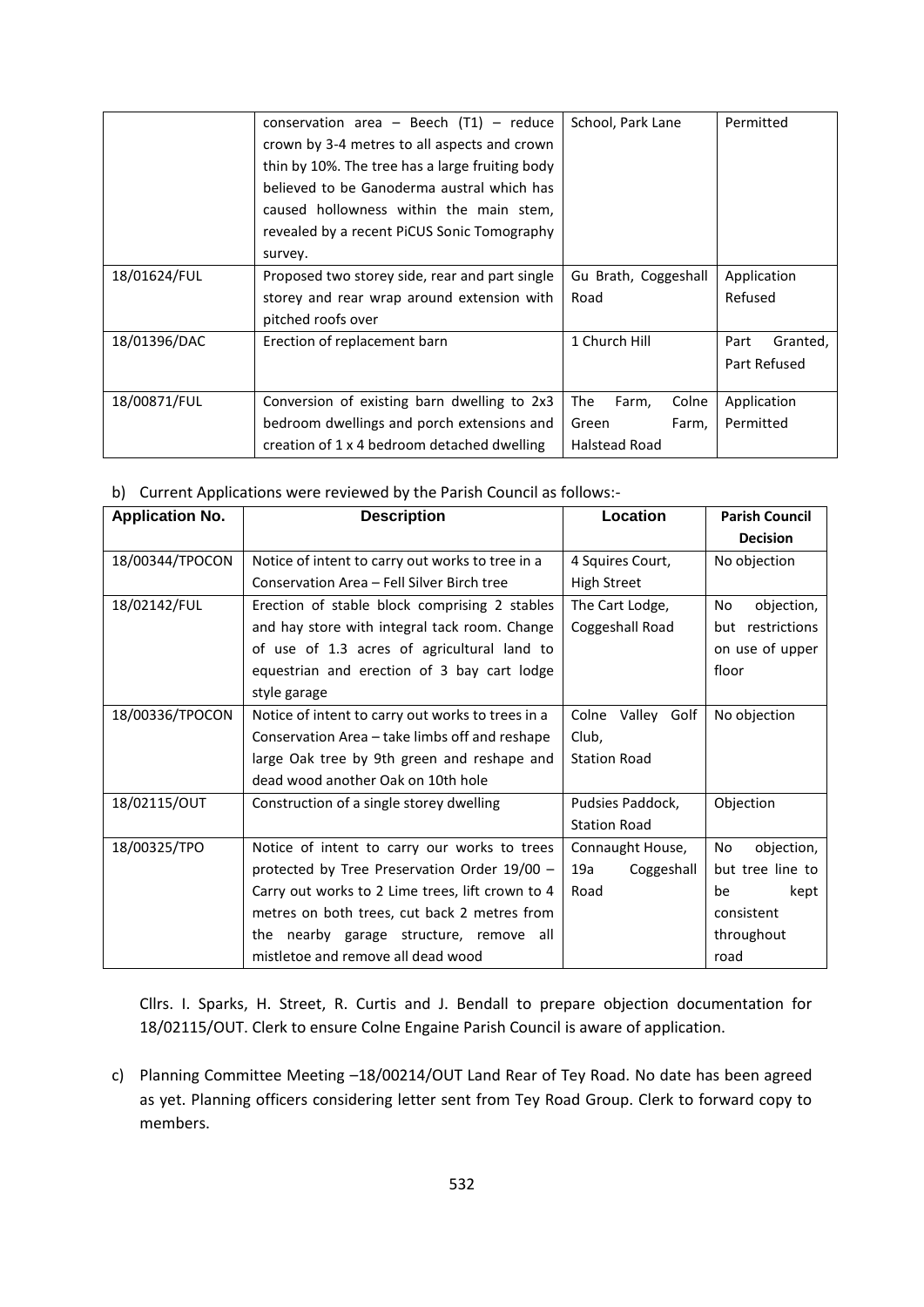| | | | |
|---|---|---|---|
| | conservation area – Beech (T1) – reduce crown by 3-4 metres to all aspects and crown thin by 10%. The tree has a large fruiting body believed to be Ganoderma austral which has caused hollowness within the main stem, revealed by a recent PiCUS Sonic Tomography survey. | School, Park Lane | Permitted |
| 18/01624/FUL | Proposed two storey side, rear and part single storey and rear wrap around extension with pitched roofs over | Gu Brath, Coggeshall Road | Application Refused |
| 18/01396/DAC | Erection of replacement barn | 1 Church Hill | Part Granted, Part Refused |
| 18/00871/FUL | Conversion of existing barn dwelling to 2x3 bedroom dwellings and porch extensions and creation of 1 x 4 bedroom detached dwelling | The Farm, Colne Green Farm, Halstead Road | Application Permitted |

b) Current Applications were reviewed by the Parish Council as follows:-

| Application No. | Description | Location | Parish Council Decision |
|---|---|---|---|
| 18/00344/TPOCON | Notice of intent to carry out works to tree in a Conservation Area – Fell Silver Birch tree | 4 Squires Court, High Street | No objection |
| 18/02142/FUL | Erection of stable block comprising 2 stables and hay store with integral tack room. Change of use of 1.3 acres of agricultural land to equestrian and erection of 3 bay cart lodge style garage | The Cart Lodge, Coggeshall Road | No objection, but restrictions on use of upper floor |
| 18/00336/TPOCON | Notice of intent to carry out works to trees in a Conservation Area – take limbs off and reshape large Oak tree by 9th green and reshape and dead wood another Oak on 10th hole | Colne Valley Golf Club, Station Road | No objection |
| 18/02115/OUT | Construction of a single storey dwelling | Pudsies Paddock, Station Road | Objection |
| 18/00325/TPO | Notice of intent to carry our works to trees protected by Tree Preservation Order 19/00 – Carry out works to 2 Lime trees, lift crown to 4 metres on both trees, cut back 2 metres from the nearby garage structure, remove all mistletoe and remove all dead wood | Connaught House, 19a Coggeshall Road | No objection, but tree line to be kept consistent throughout road |

Cllrs. I. Sparks, H. Street, R. Curtis and J. Bendall to prepare objection documentation for 18/02115/OUT. Clerk to ensure Colne Engaine Parish Council is aware of application.

c) Planning Committee Meeting –18/00214/OUT Land Rear of Tey Road. No date has been agreed as yet. Planning officers considering letter sent from Tey Road Group. Clerk to forward copy to members.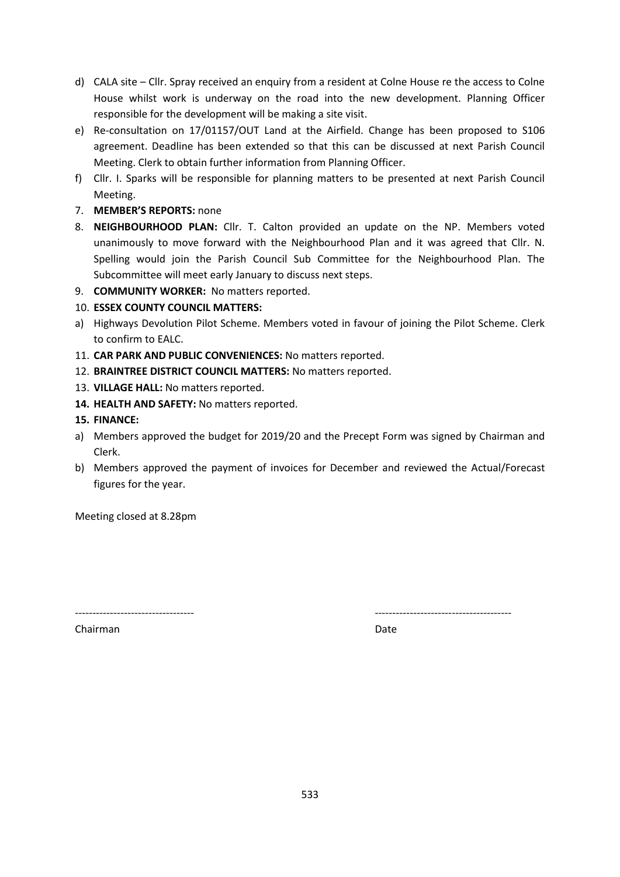d) CALA site – Cllr. Spray received an enquiry from a resident at Colne House re the access to Colne House whilst work is underway on the road into the new development. Planning Officer responsible for the development will be making a site visit.

e) Re-consultation on 17/01157/OUT Land at the Airfield. Change has been proposed to S106 agreement. Deadline has been extended so that this can be discussed at next Parish Council Meeting. Clerk to obtain further information from Planning Officer.

f) Cllr. I. Sparks will be responsible for planning matters to be presented at next Parish Council Meeting.

7. **MEMBER'S REPORTS:** none

8. **NEIGHBOURHOOD PLAN:** Cllr. T. Calton provided an update on the NP. Members voted unanimously to move forward with the Neighbourhood Plan and it was agreed that Cllr. N. Spelling would join the Parish Council Sub Committee for the Neighbourhood Plan. The Subcommittee will meet early January to discuss next steps.

9. **COMMUNITY WORKER:** No matters reported.

10. **ESSEX COUNTY COUNCIL MATTERS:**

a) Highways Devolution Pilot Scheme. Members voted in favour of joining the Pilot Scheme. Clerk to confirm to EALC.

11. **CAR PARK AND PUBLIC CONVENIENCES:** No matters reported.

12. **BRAINTREE DISTRICT COUNCIL MATTERS:** No matters reported.

13. **VILLAGE HALL:** No matters reported.

**14. HEALTH AND SAFETY:** No matters reported.

**15. FINANCE:**

a) Members approved the budget for 2019/20 and the Precept Form was signed by Chairman and Clerk.

b) Members approved the payment of invoices for December and reviewed the Actual/Forecast figures for the year.

Meeting closed at 8.28pm

---------------------------------- ---------------------------------------

Chairman Date